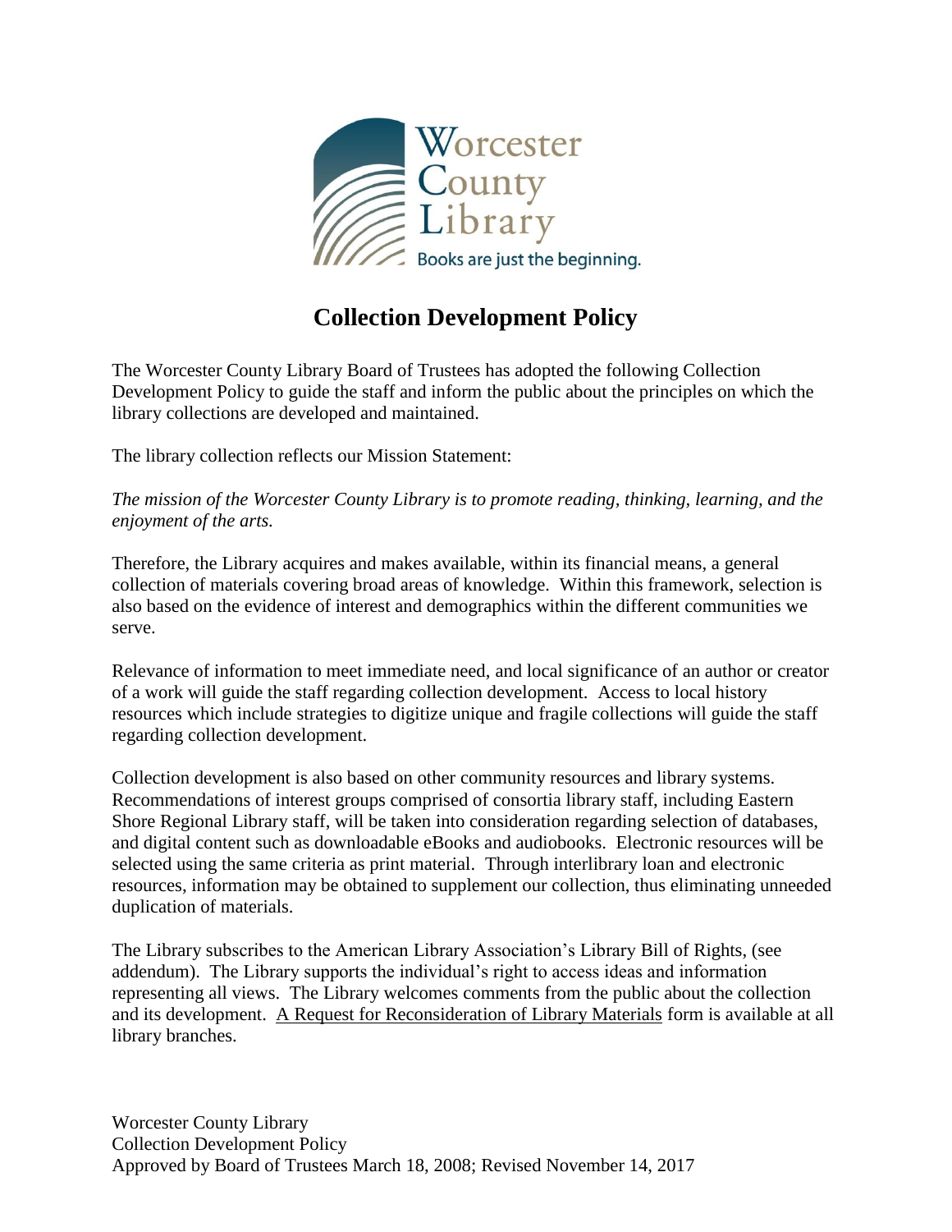# Collection Development Policy

The Worcester County Library Board of Trustees has adopted the following Collection Development Policy to guide the staff and inform the public about the principles on which the library collections are developed and maintained.

The library collection reflects our Mission Statement:

*The mission of the Worcester County Library is to promote reading, thinking, learning, and the enjoyment of the arts.*

Therefore, the Library acquires and makes available, within its financial means, a general collection of materials covering broad areas of knowledge. Within this framework, selection is also based on the evidence of interest and demographics within the different communities we serve.

Relevance of information to meet immediate need, and local significance of an author or creator of a work will guide the staff regarding collection development. Access to local history resources which include strategies to digitize unique and fragile collections will guide the staff regarding collection development.

Collection development is also based on other community resources and library systems. Recommendations of interest groups comprised of consortia library staff, including Eastern Shore Regional Library staff, will be taken into consideration regarding selection of databases, and digital content such as downloadable eBooks and audiobooks. Electronic resources will be selected using the same criteria as print material. Through interlibrary loan and electronic resources, information may be obtained to supplement our collection, thus eliminating unneeded duplication of materials.

The Library subscribes to the American Library Association's Library Bill of Rights, (see addendum). The Library supports the individual's right to access ideas and information representing all views. The Library welcomes comments from the public about the collection and its development. A Request for Reconsideration of Library Materials form is available at all library branches.

Worcester County Library
Collection Development Policy
Approved by Board of Trustees March 18, 2008; Revised November 14, 2017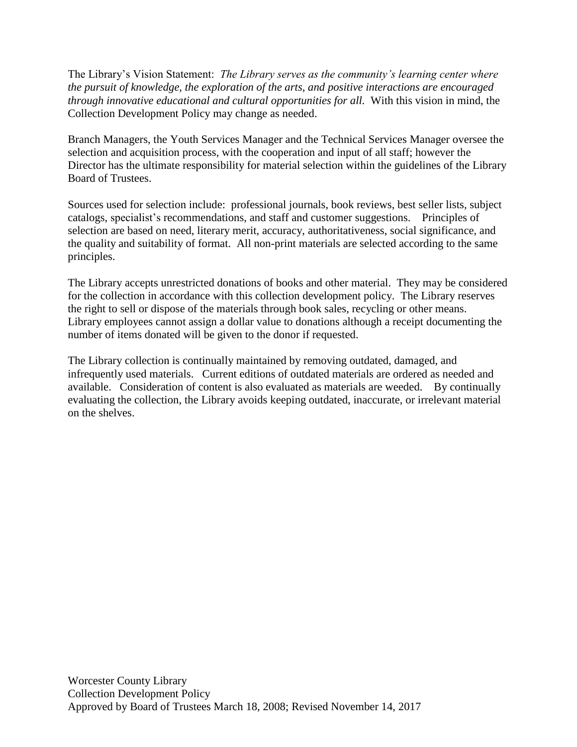The Library's Vision Statement: *The Library serves as the community's learning center where the pursuit of knowledge, the exploration of the arts, and positive interactions are encouraged through innovative educational and cultural opportunities for all.* With this vision in mind, the Collection Development Policy may change as needed.

Branch Managers, the Youth Services Manager and the Technical Services Manager oversee the selection and acquisition process, with the cooperation and input of all staff; however the Director has the ultimate responsibility for material selection within the guidelines of the Library Board of Trustees.

Sources used for selection include: professional journals, book reviews, best seller lists, subject catalogs, specialist's recommendations, and staff and customer suggestions. Principles of selection are based on need, literary merit, accuracy, authoritativeness, social significance, and the quality and suitability of format. All non-print materials are selected according to the same principles.

The Library accepts unrestricted donations of books and other material. They may be considered for the collection in accordance with this collection development policy. The Library reserves the right to sell or dispose of the materials through book sales, recycling or other means. Library employees cannot assign a dollar value to donations although a receipt documenting the number of items donated will be given to the donor if requested.

The Library collection is continually maintained by removing outdated, damaged, and infrequently used materials. Current editions of outdated materials are ordered as needed and available. Consideration of content is also evaluated as materials are weeded. By continually evaluating the collection, the Library avoids keeping outdated, inaccurate, or irrelevant material on the shelves.